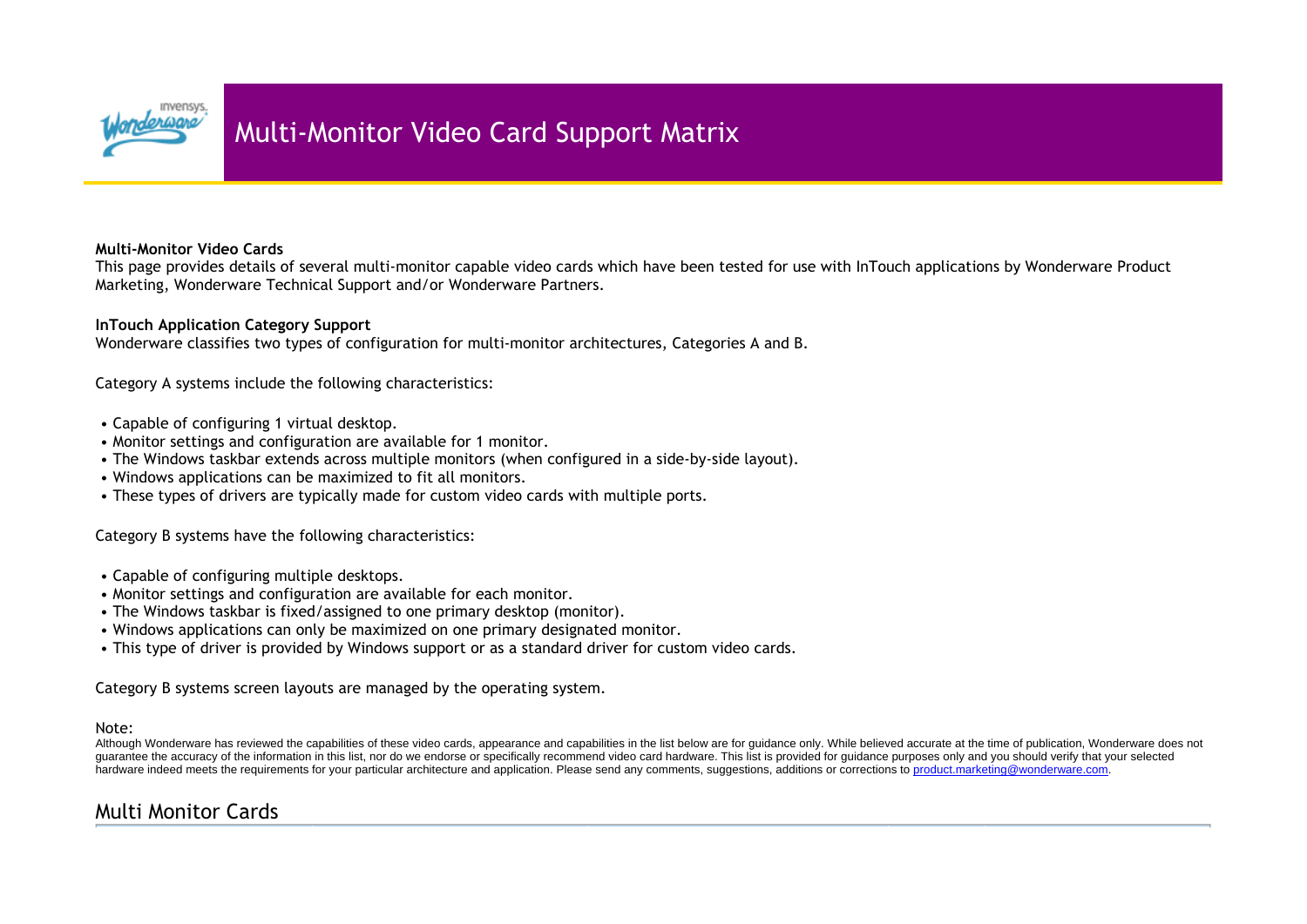# Multi-Monitor Video Card Support Matrix

**Multi-Monitor Video Cards**

This page provides details of several multi-monitor capable video cards which have been tested for use with InTouch applications by Wonderware Product Marketing, Wonderware Technical Support and/or Wonderware Partners.

**InTouch Application Category Support**

Wonderware classifies two types of configuration for multi-monitor architectures, Categories A and B.

Category A systems include the following characteristics:

- Capable of configuring 1 virtual desktop.
- Monitor settings and configuration are available for 1 monitor.
- The Windows taskbar extends across multiple monitors (when configured in a side-by-side layout).
- Windows applications can be maximized to fit all monitors.
- These types of drivers are typically made for custom video cards with multiple ports.

Category B systems have the following characteristics:

- Capable of configuring multiple desktops.
- Monitor settings and configuration are available for each monitor.
- The Windows taskbar is fixed/assigned to one primary desktop (monitor).
- Windows applications can only be maximized on one primary designated monitor.
- This type of driver is provided by Windows support or as a standard driver for custom video cards.

Category B systems screen layouts are managed by the operating system.

Note:

Although Wonderware has reviewed the capabilities of these video cards, appearance and capabilities in the list below are for guidance only. While believed accurate at the time of publication, Wonderware does not guarantee the accuracy of the information in this list, nor do we endorse or specifically recommend video card hardware. This list is provided for guidance purposes only and you should verify that your selected hardware indeed meets the requirements for your particular architecture and application. Please send any comments, suggestions, additions or corrections to product.marketing@wonderware.com.

## Multi Monitor Cards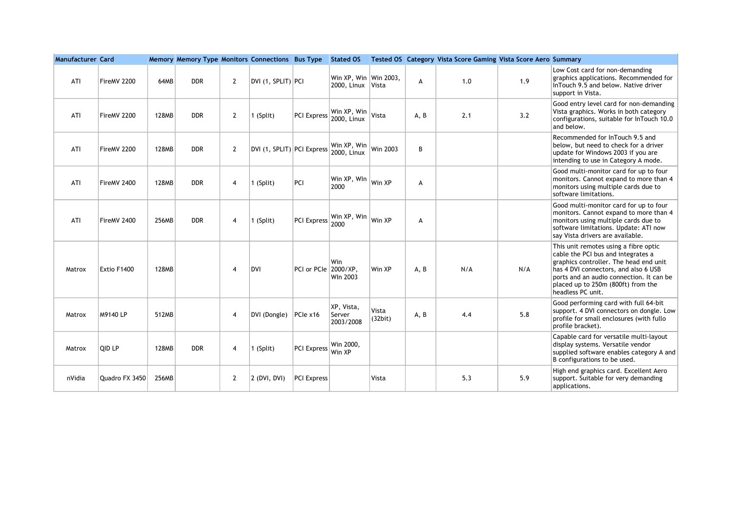| Manufacturer | Card | Memory | Memory Type | Monitors | Connections | Bus Type | Stated OS | Tested OS | Category | Vista Score Gaming | Vista Score Aero | Summary |
|---|---|---|---|---|---|---|---|---|---|---|---|---|
| ATI | FireMV 2200 | 64MB | DDR | 2 | DVI (1, SPLIT) | PCI | Win XP, Win 2000, Linux | Win 2003, Vista | A | 1.0 | 1.9 | Low Cost card for non-demanding graphics applications. Recommended for InTouch 9.5 and below. Native driver support in Vista. |
| ATI | FireMV 2200 | 128MB | DDR | 2 | 1 (Split) | PCI Express | Win XP, Win 2000, Linux | Vista | A, B | 2.1 | 3.2 | Good entry level card for non-demanding Vista graphics. Works in both category configurations, suitable for InTouch 10.0 and below. |
| ATI | FireMV 2200 | 128MB | DDR | 2 | DVI (1, SPLIT) | PCI Express | Win XP, Win 2000, Linux | Win 2003 | B | | | Recommended for InTouch 9.5 and below, but need to check for a driver update for Windows 2003 if you are intending to use in Category A mode. |
| ATI | FireMV 2400 | 128MB | DDR | 4 | 1 (Split) | PCI | Win XP, WIn 2000 | Win XP | A | | | Good multi-monitor card for up to four monitors. Cannot expand to more than 4 monitors using multiple cards due to software limitations. |
| ATI | FireMV 2400 | 256MB | DDR | 4 | 1 (Split) | PCI Express | Win XP, Win 2000 | Win XP | A | | | Good multi-monitor card for up to four monitors. Cannot expand to more than 4 monitors using multiple cards due to software limitations. Update: ATI now say Vista drivers are available. |
| Matrox | Extio F1400 | 128MB | | 4 | DVI | PCI or PCIe | Win 2000/XP, WIn 2003 | Win XP | A, B | N/A | N/A | This unit remotes using a fibre optic cable the PCI bus and integrates a graphics controller. The head end unit has 4 DVI connectors, and also 6 USB ports and an audio connection. It can be placed up to 250m (800ft) from the headless PC unit. |
| Matrox | M9140 LP | 512MB | | 4 | DVI (Dongle) | PCIe x16 | XP, Vista, Server 2003/2008 | Vista (32bit) | A, B | 4.4 | 5.8 | Good performing card with full 64-bit support. 4 DVI connectors on dongle. Low profile for small enclosures (with fullo profile bracket). |
| Matrox | QID LP | 128MB | DDR | 4 | 1 (Split) | PCI Express | Win 2000, Win XP | | | | | Capable card for versatile multi-layout display systems. Versatile vendor supplied software enables category A and B configurations to be used. |
| nVidia | Quadro FX 3450 | 256MB | | 2 | 2 (DVI, DVI) | PCI Express | | Vista | | 5.3 | 5.9 | High end graphics card. Excellent Aero support. Suitable for very demanding applications. |